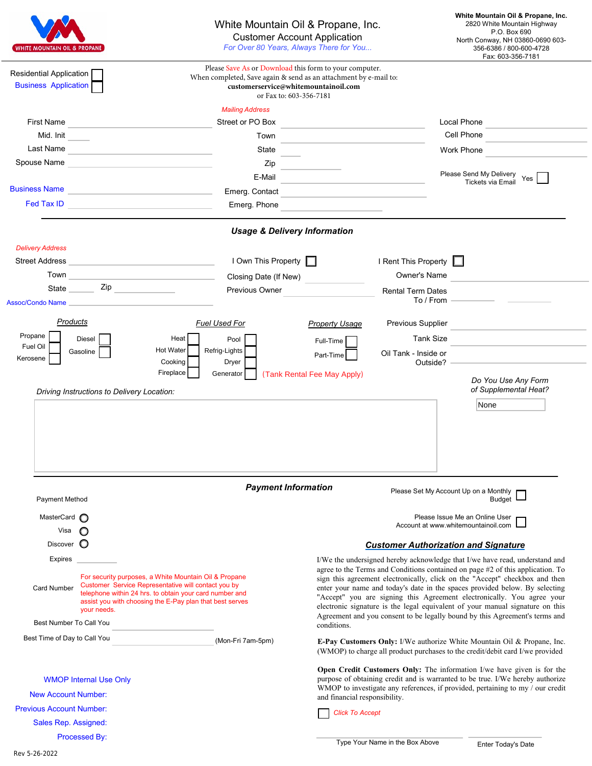# White Mountain Oil & Propane, Inc.

## Customer Account Application

*For Over 80 Years, Always There for You...*

**White Mountain Oil & Propane, Inc.**
2820 White Mountain Highway
P.O. Box 690
North Conway, NH 03860-0690 603-356-6386 / 800-600-4728
Fax: 603-356-7181

Residential Application ☐
Business Application ☐

Please Save As or Download this form to your computer.
When completed, Save again & send as an attachment by e-mail to:
**customerservice@whitemountainoil.com**
or Fax to: 603-356-7181

First Name ______
Mid. Init ______
Last Name ______
Spouse Name ______
Business Name ______
Fed Tax ID ______

*Mailing Address*

Street or PO Box ______
Town ______
State ______
Zip ______
E-Mail ______
Emerg. Contact ______
Emerg. Phone ______

Local Phone ______
Cell Phone ______
Work Phone ______

Please Send My Delivery Tickets via Email Yes ☐

### *Usage & Delivery Information*

*Delivery Address*

Street Address ______
Town ______
State ______ Zip ______
Assoc/Condo Name ______

I Own This Property ☐
Closing Date (If New) ______
Previous Owner ______

I Rent This Property ☐
Owner's Name ______
Rental Term Dates To / From ______ ______

**Products**

Propane ☐
Fuel Oil ☐
Kerosene ☐
Diesel ☐
Gasoline ☐

**Fuel Used For**

Heat ☐
Hot Water ☐
Cooking ☐
Fireplace ☐
Pool ☐
Refrig-Lights ☐
Dryer ☐
Generator ☐

**Property Usage**

Full-Time ☐
Part-Time ☐

(Tank Rental Fee May Apply)

Previous Supplier ______
Tank Size ______
Oil Tank - Inside or Outside? ______

*Driving Instructions to Delivery Location:*

*Do You Use Any Form of Supplemental Heat?*

None

### *Payment Information*

Payment Method

MasterCard ○
Visa ○
Discover ○

Expires ______

Card Number

For security purposes, a White Mountain Oil & Propane Customer Service Representative will contact you by telephone within 24 hrs. to obtain your card number and assist you with choosing the E-Pay plan that best serves your needs.

Best Number To Call You ______

Best Time of Day to Call You ______ (Mon-Fri 7am-5pm)

Please Set My Account Up on a Monthly Budget ☐

Please Issue Me an Online User Account at www.whitemountainoil.com ☐

### *Customer Authorization and Signature*

I/We the undersigned hereby acknowledge that I/we have read, understand and agree to the Terms and Conditions contained on page #2 of this application. To sign this agreement electronically, click on the "Accept" checkbox and then enter your name and today's date in the spaces provided below. By selecting "Accept" you are signing this Agreement electronically. You agree your electronic signature is the legal equivalent of your manual signature on this Agreement and you consent to be legally bound by this Agreement's terms and conditions.

**E-Pay Customers Only:** I/We authorize White Mountain Oil & Propane, Inc. (WMOP) to charge all product purchases to the credit/debit card I/we provided

**Open Credit Customers Only:** The information I/we have given is for the purpose of obtaining credit and is warranted to be true. I/We hereby authorize WMOP to investigate any references, if provided, pertaining to my / our credit and financial responsibility.

☐ *Click To Accept*

______ Type Your Name in the Box Above

______ Enter Today's Date

WMOP Internal Use Only

New Account Number:

Previous Account Number:

Sales Rep. Assigned:

Processed By:

Rev 5-26-2022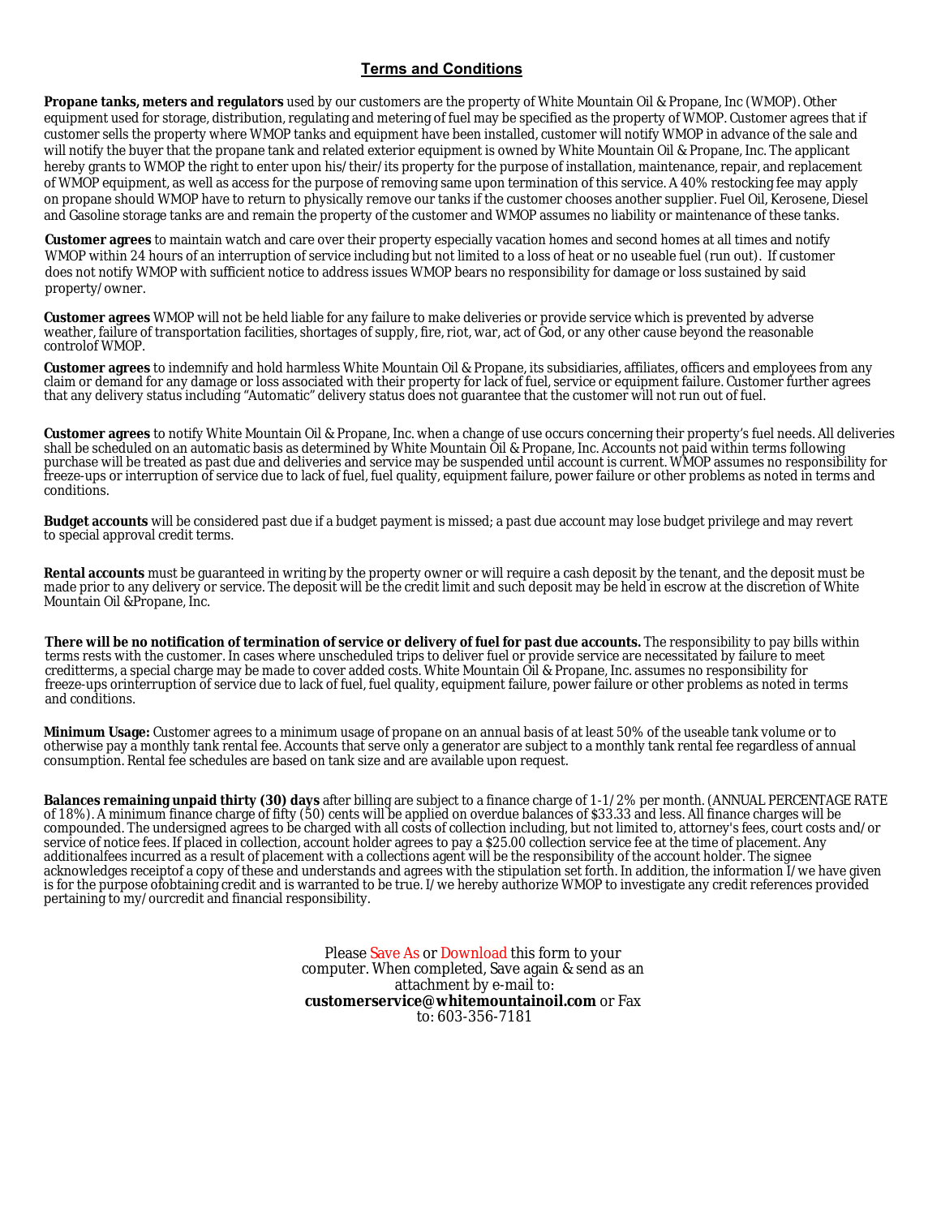## Terms and Conditions

**Propane tanks, meters and regulators** used by our customers are the property of White Mountain Oil & Propane, Inc (WMOP). Other equipment used for storage, distribution, regulating and metering of fuel may be specified as the property of WMOP. Customer agrees that if customer sells the property where WMOP tanks and equipment have been installed, customer will notify WMOP in advance of the sale and will notify the buyer that the propane tank and related exterior equipment is owned by White Mountain Oil & Propane, Inc. The applicant hereby grants to WMOP the right to enter upon his/their/its property for the purpose of installation, maintenance, repair, and replacement of WMOP equipment, as well as access for the purpose of removing same upon termination of this service. A 40% restocking fee may apply on propane should WMOP have to return to physically remove our tanks if the customer chooses another supplier. Fuel Oil, Kerosene, Diesel and Gasoline storage tanks are and remain the property of the customer and WMOP assumes no liability or maintenance of these tanks.

**Customer agrees** to maintain watch and care over their property especially vacation homes and second homes at all times and notify WMOP within 24 hours of an interruption of service including but not limited to a loss of heat or no useable fuel (run out). If customer does not notify WMOP with sufficient notice to address issues WMOP bears no responsibility for damage or loss sustained by said property/owner.

**Customer agrees** WMOP will not be held liable for any failure to make deliveries or provide service which is prevented by adverse weather, failure of transportation facilities, shortages of supply, fire, riot, war, act of God, or any other cause beyond the reasonable controlof WMOP.

**Customer agrees** to indemnify and hold harmless White Mountain Oil & Propane, its subsidiaries, affiliates, officers and employees from any claim or demand for any damage or loss associated with their property for lack of fuel, service or equipment failure. Customer further agrees that any delivery status including "Automatic" delivery status does not guarantee that the customer will not run out of fuel.

**Customer agrees** to notify White Mountain Oil & Propane, Inc. when a change of use occurs concerning their property's fuel needs. All deliveries shall be scheduled on an automatic basis as determined by White Mountain Oil & Propane, Inc. Accounts not paid within terms following purchase will be treated as past due and deliveries and service may be suspended until account is current. WMOP assumes no responsibility for freeze-ups or interruption of service due to lack of fuel, fuel quality, equipment failure, power failure or other problems as noted in terms and conditions.

**Budget accounts** will be considered past due if a budget payment is missed; a past due account may lose budget privilege and may revert to special approval credit terms.

**Rental accounts** must be guaranteed in writing by the property owner or will require a cash deposit by the tenant, and the deposit must be made prior to any delivery or service. The deposit will be the credit limit and such deposit may be held in escrow at the discretion of White Mountain Oil &Propane, Inc.

**There will be no notification of termination of service or delivery of fuel for past due accounts.** The responsibility to pay bills within terms rests with the customer. In cases where unscheduled trips to deliver fuel or provide service are necessitated by failure to meet creditterms, a special charge may be made to cover added costs. White Mountain Oil & Propane, Inc. assumes no responsibility for freeze-ups orinterruption of service due to lack of fuel, fuel quality, equipment failure, power failure or other problems as noted in terms and conditions.

**Minimum Usage:** Customer agrees to a minimum usage of propane on an annual basis of at least 50% of the useable tank volume or to otherwise pay a monthly tank rental fee. Accounts that serve only a generator are subject to a monthly tank rental fee regardless of annual consumption. Rental fee schedules are based on tank size and are available upon request.

**Balances remaining unpaid thirty (30) days** after billing are subject to a finance charge of 1-1/2% per month. (ANNUAL PERCENTAGE RATE of 18%). A minimum finance charge of fifty (50) cents will be applied on overdue balances of $33.33 and less. All finance charges will be compounded. The undersigned agrees to be charged with all costs of collection including, but not limited to, attorney's fees, court costs and/or service of notice fees. If placed in collection, account holder agrees to pay a $25.00 collection service fee at the time of placement. Any additionalfees incurred as a result of placement with a collections agent will be the responsibility of the account holder. The signee acknowledges receiptof a copy of these and understands and agrees with the stipulation set forth. In addition, the information I/we have given is for the purpose ofobtaining credit and is warranted to be true. I/we hereby authorize WMOP to investigate any credit references provided pertaining to my/ourcredit and financial responsibility.

Please Save As or Download this form to your computer. When completed, Save again & send as an attachment by e-mail to: **customerservice@whitemountainoil.com** or Fax to: 603-356-7181